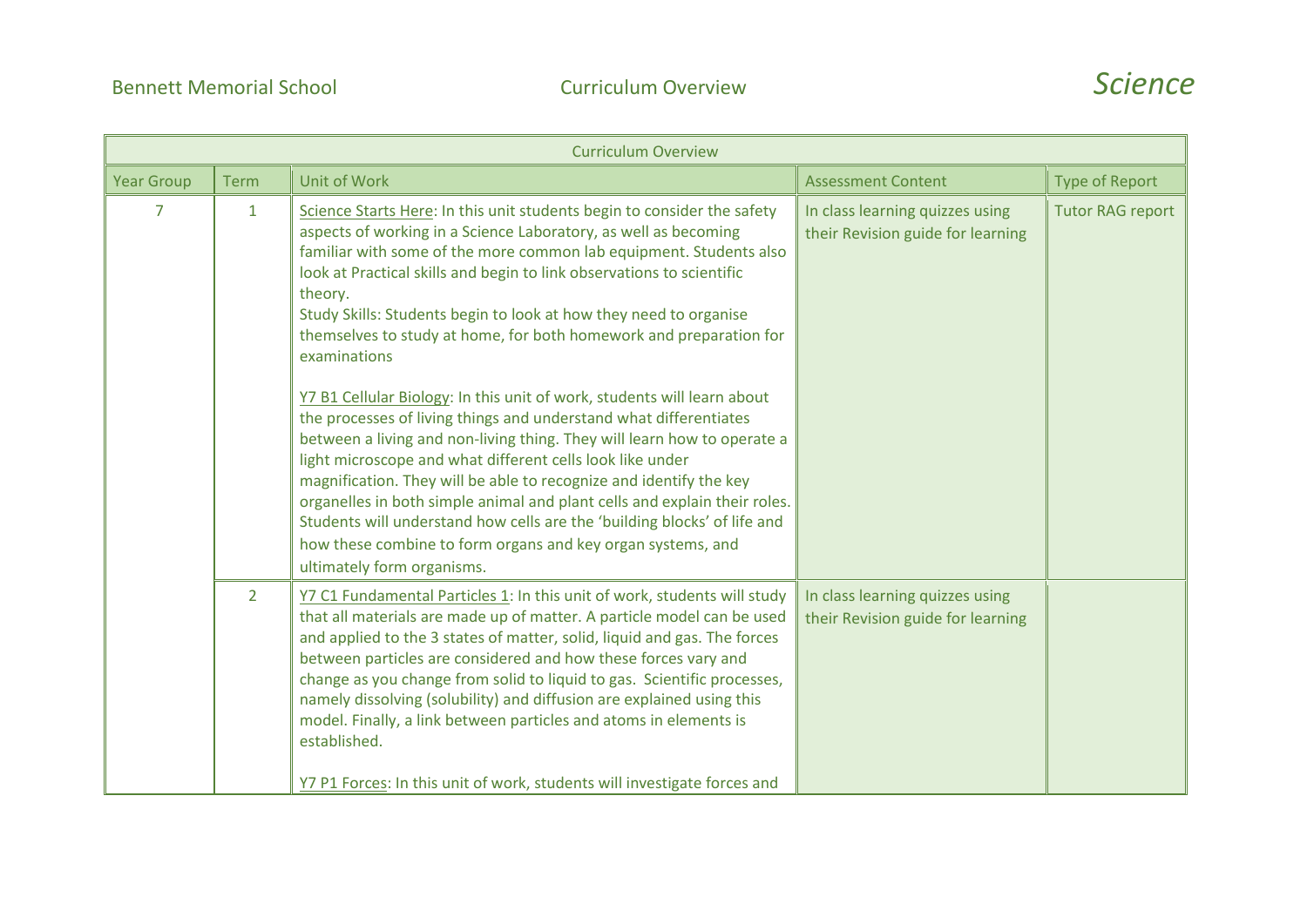| Curriculum Overview | | | | |
|---|---|---|---|---|
| Year Group | Term | Unit of Work | Assessment Content | Type of Report |
| 7 | 1 | Science Starts Here: In this unit students begin to consider the safety aspects of working in a Science Laboratory, as well as becoming familiar with some of the more common lab equipment. Students also look at Practical skills and begin to link observations to scientific theory.<br>Study Skills: Students begin to look at how they need to organise themselves to study at home, for both homework and preparation for examinations<br><br>Y7 B1 Cellular Biology: In this unit of work, students will learn about the processes of living things and understand what differentiates between a living and non-living thing. They will learn how to operate a light microscope and what different cells look like under magnification. They will be able to recognize and identify the key organelles in both simple animal and plant cells and explain their roles. Students will understand how cells are the 'building blocks' of life and how these combine to form organs and key organ systems, and ultimately form organisms. | In class learning quizzes using their Revision guide for learning | Tutor RAG report |
| | 2 | Y7 C1 Fundamental Particles 1: In this unit of work, students will study that all materials are made up of matter. A particle model can be used and applied to the 3 states of matter, solid, liquid and gas. The forces between particles are considered and how these forces vary and change as you change from solid to liquid to gas. Scientific processes, namely dissolving (solubility) and diffusion are explained using this model. Finally, a link between particles and atoms in elements is established.<br><br>Y7 P1 Forces: In this unit of work, students will investigate forces and | In class learning quizzes using their Revision guide for learning | |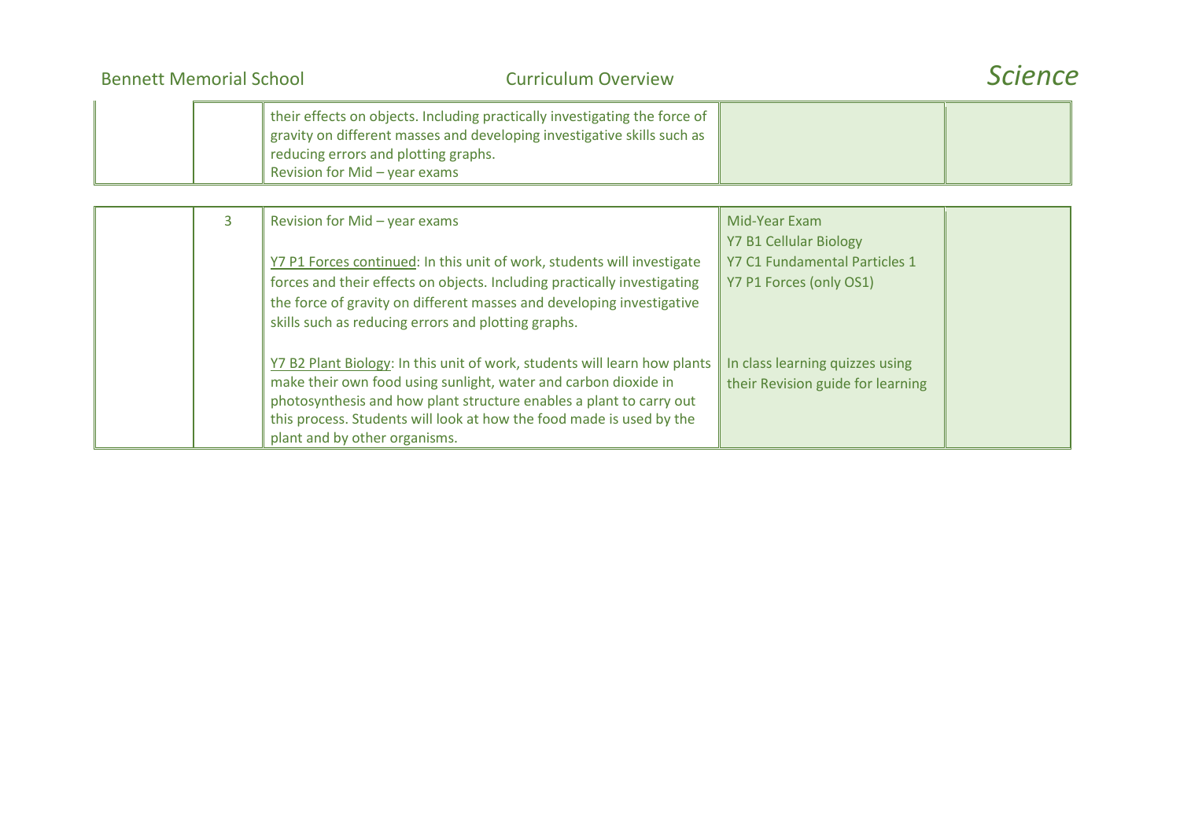| | | | | |
|---|---|---|---|---|
| | | their effects on objects. Including practically investigating the force of gravity on different masses and developing investigative skills such as reducing errors and plotting graphs.<br>Revision for Mid – year exams | | |

| | | | | |
|---|---|---|---|---|
| | 3 | Revision for Mid – year exams<br><br>Y7 P1 Forces continued: In this unit of work, students will investigate forces and their effects on objects. Including practically investigating the force of gravity on different masses and developing investigative skills such as reducing errors and plotting graphs.<br><br>Y7 B2 Plant Biology: In this unit of work, students will learn how plants make their own food using sunlight, water and carbon dioxide in photosynthesis and how plant structure enables a plant to carry out this process. Students will look at how the food made is used by the plant and by other organisms. | Mid-Year Exam<br>Y7 B1 Cellular Biology<br>Y7 C1 Fundamental Particles 1<br>Y7 P1 Forces (only OS1)<br><br>In class learning quizzes using their Revision guide for learning | |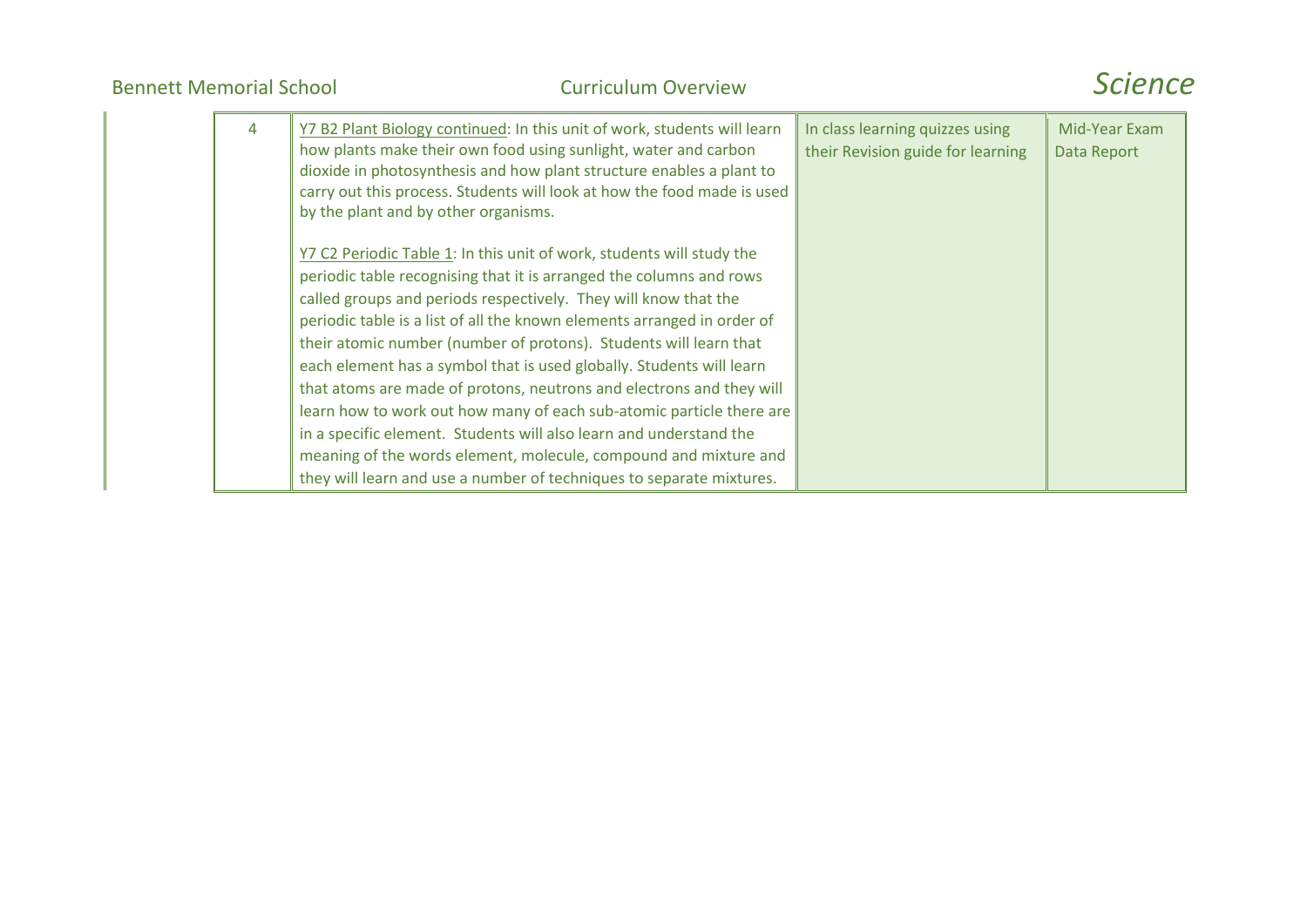| | | | |
|---|---|---|---|
| 4 | <u>Y7 B2 Plant Biology continued</u>: In this unit of work, students will learn how plants make their own food using sunlight, water and carbon dioxide in photosynthesis and how plant structure enables a plant to carry out this process. Students will look at how the food made is used by the plant and by other organisms.<br><br><u>Y7 C2 Periodic Table 1</u>: In this unit of work, students will study the periodic table recognising that it is arranged the columns and rows called groups and periods respectively. They will know that the periodic table is a list of all the known elements arranged in order of their atomic number (number of protons). Students will learn that each element has a symbol that is used globally. Students will learn that atoms are made of protons, neutrons and electrons and they will learn how to work out how many of each sub-atomic particle there are in a specific element. Students will also learn and understand the meaning of the words element, molecule, compound and mixture and they will learn and use a number of techniques to separate mixtures. | In class learning quizzes using their Revision guide for learning | Mid-Year Exam Data Report |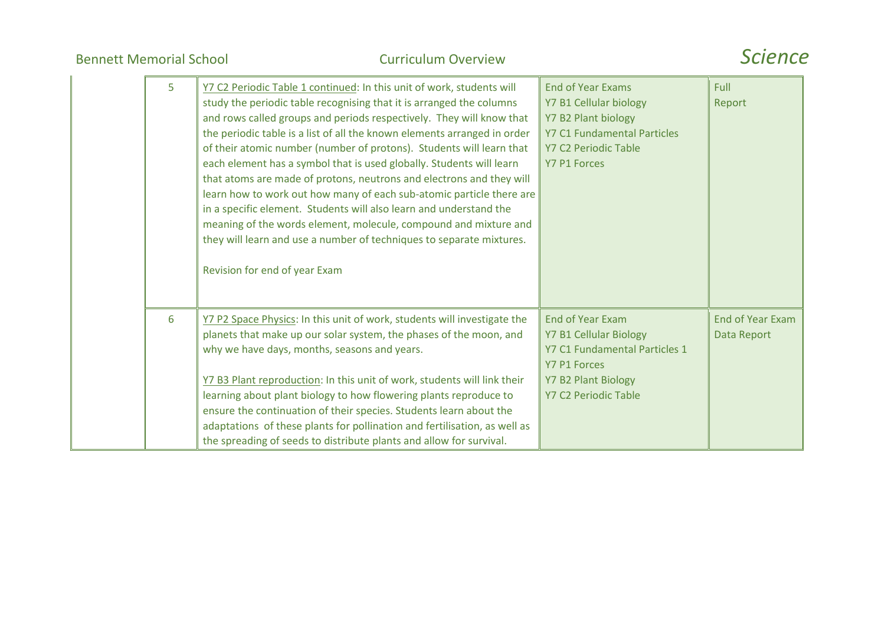| | 5 | Y7 C2 Periodic Table 1 continued: In this unit of work, students will study the periodic table recognising that it is arranged the columns and rows called groups and periods respectively. They will know that the periodic table is a list of all the known elements arranged in order of their atomic number (number of protons). Students will learn that each element has a symbol that is used globally. Students will learn that atoms are made of protons, neutrons and electrons and they will learn how to work out how many of each sub-atomic particle there are in a specific element. Students will also learn and understand the meaning of the words element, molecule, compound and mixture and they will learn and use a number of techniques to separate mixtures.<br><br>Revision for end of year Exam | End of Year Exams<br>Y7 B1 Cellular biology<br>Y7 B2 Plant biology<br>Y7 C1 Fundamental Particles<br>Y7 C2 Periodic Table<br>Y7 P1 Forces | Full Report |
|---|---|---|---|---|
| | 6 | Y7 P2 Space Physics: In this unit of work, students will investigate the planets that make up our solar system, the phases of the moon, and why we have days, months, seasons and years.<br><br>Y7 B3 Plant reproduction: In this unit of work, students will link their learning about plant biology to how flowering plants reproduce to ensure the continuation of their species. Students learn about the adaptations of these plants for pollination and fertilisation, as well as the spreading of seeds to distribute plants and allow for survival. | End of Year Exam<br>Y7 B1 Cellular Biology<br>Y7 C1 Fundamental Particles 1<br>Y7 P1 Forces<br>Y7 B2 Plant Biology<br>Y7 C2 Periodic Table | End of Year Exam Data Report |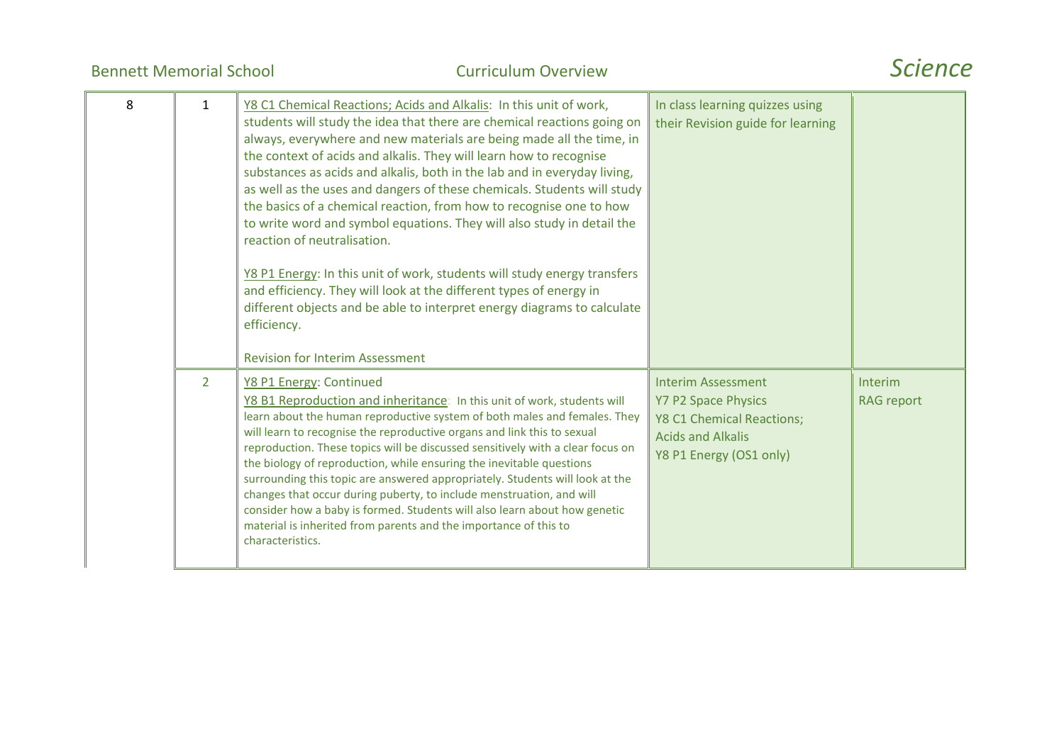| 8 | 1 | Y8 C1 Chemical Reactions; Acids and Alkalis: In this unit of work, students will study the idea that there are chemical reactions going on always, everywhere and new materials are being made all the time, in the context of acids and alkalis. They will learn how to recognise substances as acids and alkalis, both in the lab and in everyday living, as well as the uses and dangers of these chemicals. Students will study the basics of a chemical reaction, from how to recognise one to how to write word and symbol equations. They will also study in detail the reaction of neutralisation.<br><br>Y8 P1 Energy: In this unit of work, students will study energy transfers and efficiency. They will look at the different types of energy in different objects and be able to interpret energy diagrams to calculate efficiency.<br><br>Revision for Interim Assessment | In class learning quizzes using their Revision guide for learning | |
|---|---|---|---|---|
| | 2 | Y8 P1 Energy: Continued<br>Y8 B1 Reproduction and inheritance: In this unit of work, students will learn about the human reproductive system of both males and females. They will learn to recognise the reproductive organs and link this to sexual reproduction. These topics will be discussed sensitively with a clear focus on the biology of reproduction, while ensuring the inevitable questions surrounding this topic are answered appropriately. Students will look at the changes that occur during puberty, to include menstruation, and will consider how a baby is formed. Students will also learn about how genetic material is inherited from parents and the importance of this to characteristics. | Interim Assessment<br>Y7 P2 Space Physics<br>Y8 C1 Chemical Reactions; Acids and Alkalis<br>Y8 P1 Energy (OS1 only) | Interim RAG report |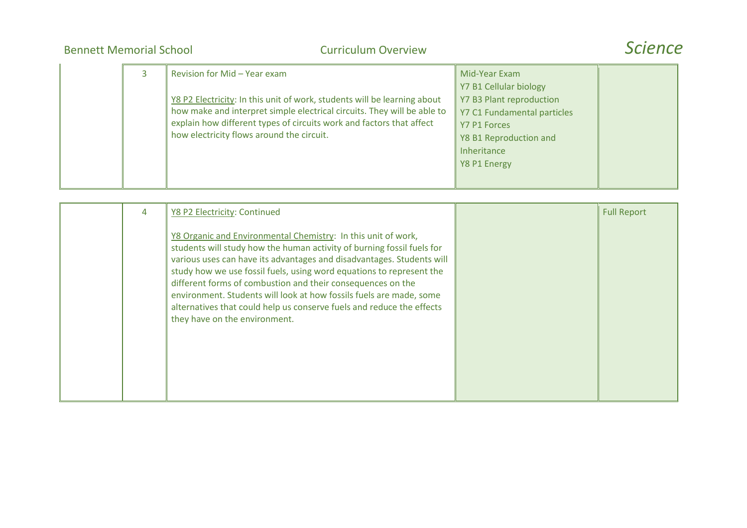| | | | | |
|---|---|---|---|---|
| | 3 | Revision for Mid – Year exam<br><br>Y8 P2 Electricity: In this unit of work, students will be learning about how make and interpret simple electrical circuits. They will be able to explain how different types of circuits work and factors that affect how electricity flows around the circuit. | Mid-Year Exam<br>Y7 B1 Cellular biology<br>Y7 B3 Plant reproduction<br>Y7 C1 Fundamental particles<br>Y7 P1 Forces<br>Y8 B1 Reproduction and Inheritance<br>Y8 P1 Energy | |
| | 4 | Y8 P2 Electricity: Continued<br><br>Y8 Organic and Environmental Chemistry: In this unit of work, students will study how the human activity of burning fossil fuels for various uses can have its advantages and disadvantages. Students will study how we use fossil fuels, using word equations to represent the different forms of combustion and their consequences on the environment. Students will look at how fossils fuels are made, some alternatives that could help us conserve fuels and reduce the effects they have on the environment. | | Full Report |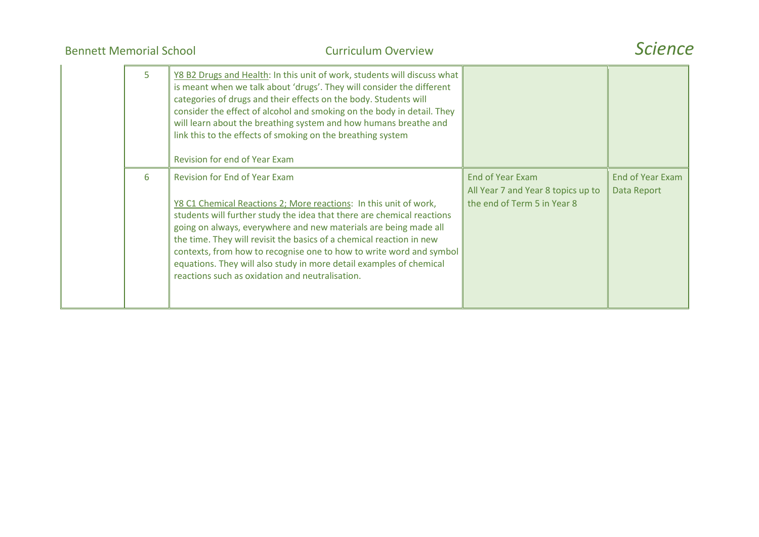| | | | | |
|---|---|---|---|---|
| | 5 | Y8 B2 Drugs and Health: In this unit of work, students will discuss what is meant when we talk about 'drugs'. They will consider the different categories of drugs and their effects on the body. Students will consider the effect of alcohol and smoking on the body in detail. They will learn about the breathing system and how humans breathe and link this to the effects of smoking on the breathing system<br><br>Revision for end of Year Exam | | |
| | 6 | Revision for End of Year Exam<br><br>Y8 C1 Chemical Reactions 2; More reactions: In this unit of work, students will further study the idea that there are chemical reactions going on always, everywhere and new materials are being made all the time. They will revisit the basics of a chemical reaction in new contexts, from how to recognise one to how to write word and symbol equations. They will also study in more detail examples of chemical reactions such as oxidation and neutralisation. | End of Year Exam<br>All Year 7 and Year 8 topics up to the end of Term 5 in Year 8 | End of Year Exam Data Report |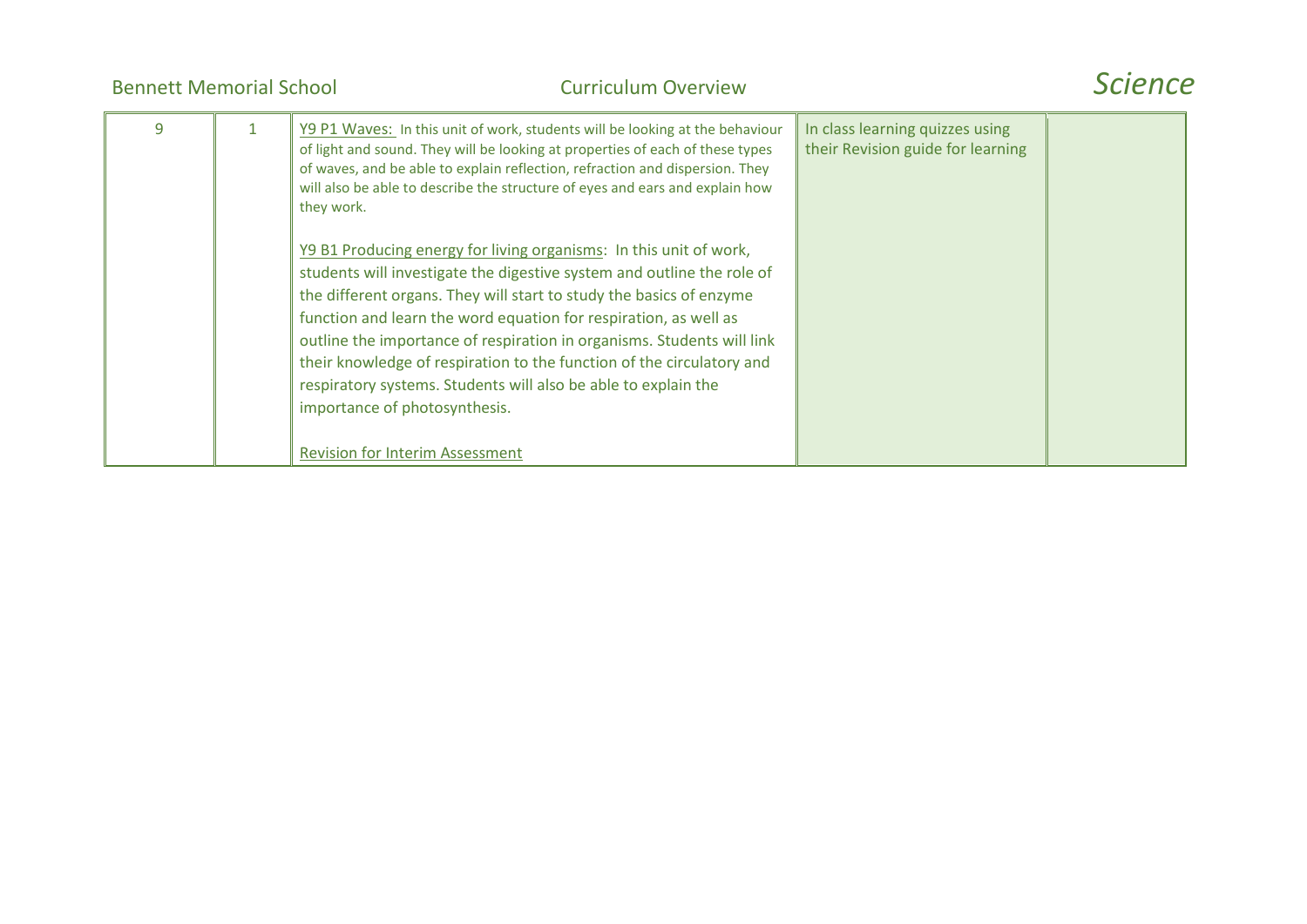| 9 | 1 | Y9 P1 Waves: In this unit of work, students will be looking at the behaviour of light and sound. They will be looking at properties of each of these types of waves, and be able to explain reflection, refraction and dispersion. They will also be able to describe the structure of eyes and ears and explain how they work.<br><br>Y9 B1 Producing energy for living organisms: In this unit of work, students will investigate the digestive system and outline the role of the different organs. They will start to study the basics of enzyme function and learn the word equation for respiration, as well as outline the importance of respiration in organisms. Students will link their knowledge of respiration to the function of the circulatory and respiratory systems. Students will also be able to explain the importance of photosynthesis.<br><br>Revision for Interim Assessment | In class learning quizzes using their Revision guide for learning | |
|---|---|---|---|---|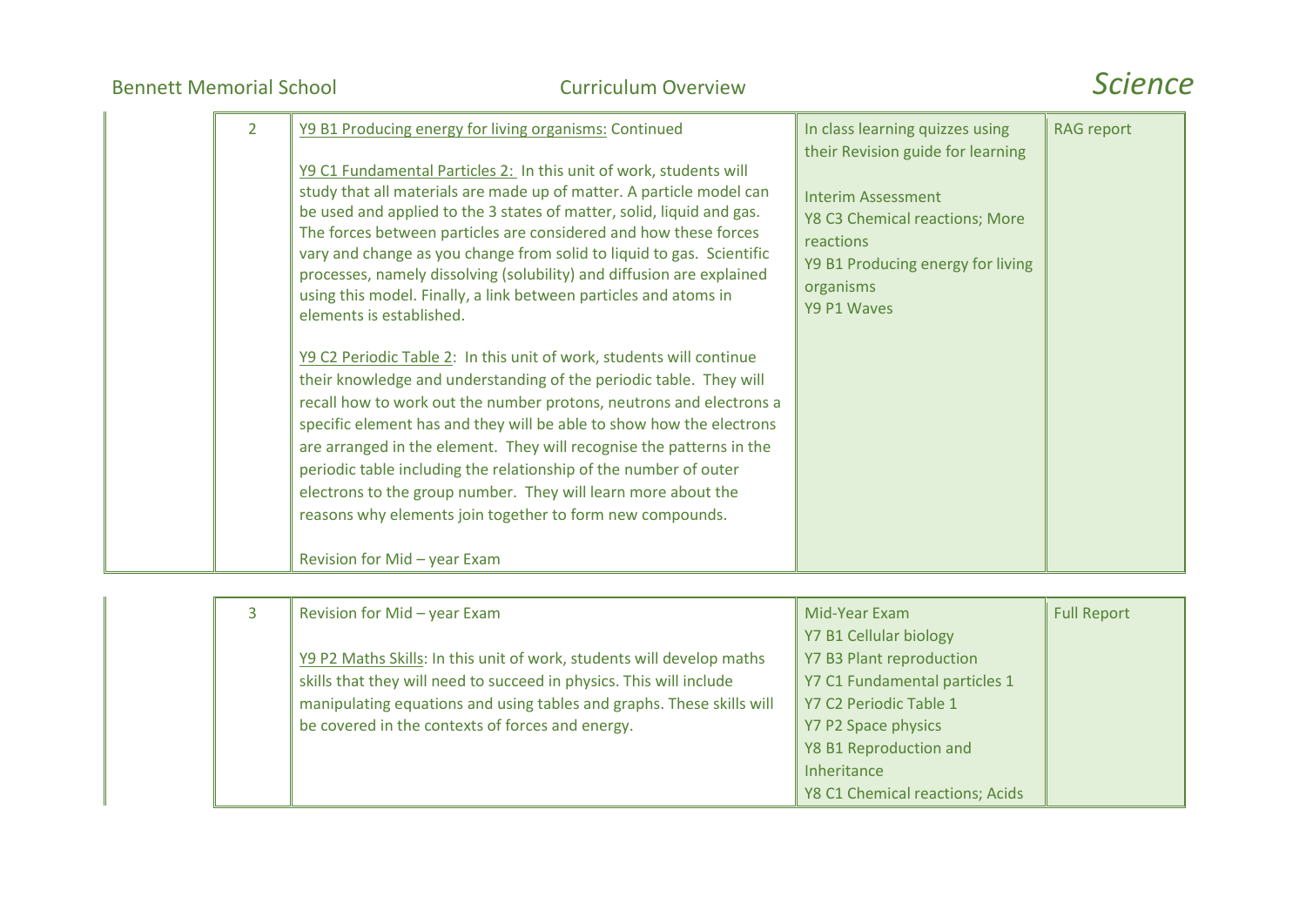| | 2 | Y9 B1 Producing energy for living organisms: Continued<br><br>Y9 C1 Fundamental Particles 2: In this unit of work, students will study that all materials are made up of matter. A particle model can be used and applied to the 3 states of matter, solid, liquid and gas. The forces between particles are considered and how these forces vary and change as you change from solid to liquid to gas. Scientific processes, namely dissolving (solubility) and diffusion are explained using this model. Finally, a link between particles and atoms in elements is established.<br><br>Y9 C2 Periodic Table 2: In this unit of work, students will continue their knowledge and understanding of the periodic table. They will recall how to work out the number protons, neutrons and electrons a specific element has and they will be able to show how the electrons are arranged in the element. They will recognise the patterns in the periodic table including the relationship of the number of outer electrons to the group number. They will learn more about the reasons why elements join together to form new compounds.<br><br>Revision for Mid – year Exam | In class learning quizzes using their Revision guide for learning<br><br>Interim Assessment<br>Y8 C3 Chemical reactions; More reactions<br>Y9 B1 Producing energy for living organisms<br>Y9 P1 Waves | RAG report |
|---|---|---|---|---|
| | 3 | Revision for Mid – year Exam<br><br>Y9 P2 Maths Skills: In this unit of work, students will develop maths skills that they will need to succeed in physics. This will include manipulating equations and using tables and graphs. These skills will be covered in the contexts of forces and energy. | Mid-Year Exam<br>Y7 B1 Cellular biology<br>Y7 B3 Plant reproduction<br>Y7 C1 Fundamental particles 1<br>Y7 C2 Periodic Table 1<br>Y7 P2 Space physics<br>Y8 B1 Reproduction and Inheritance<br>Y8 C1 Chemical reactions; Acids | Full Report |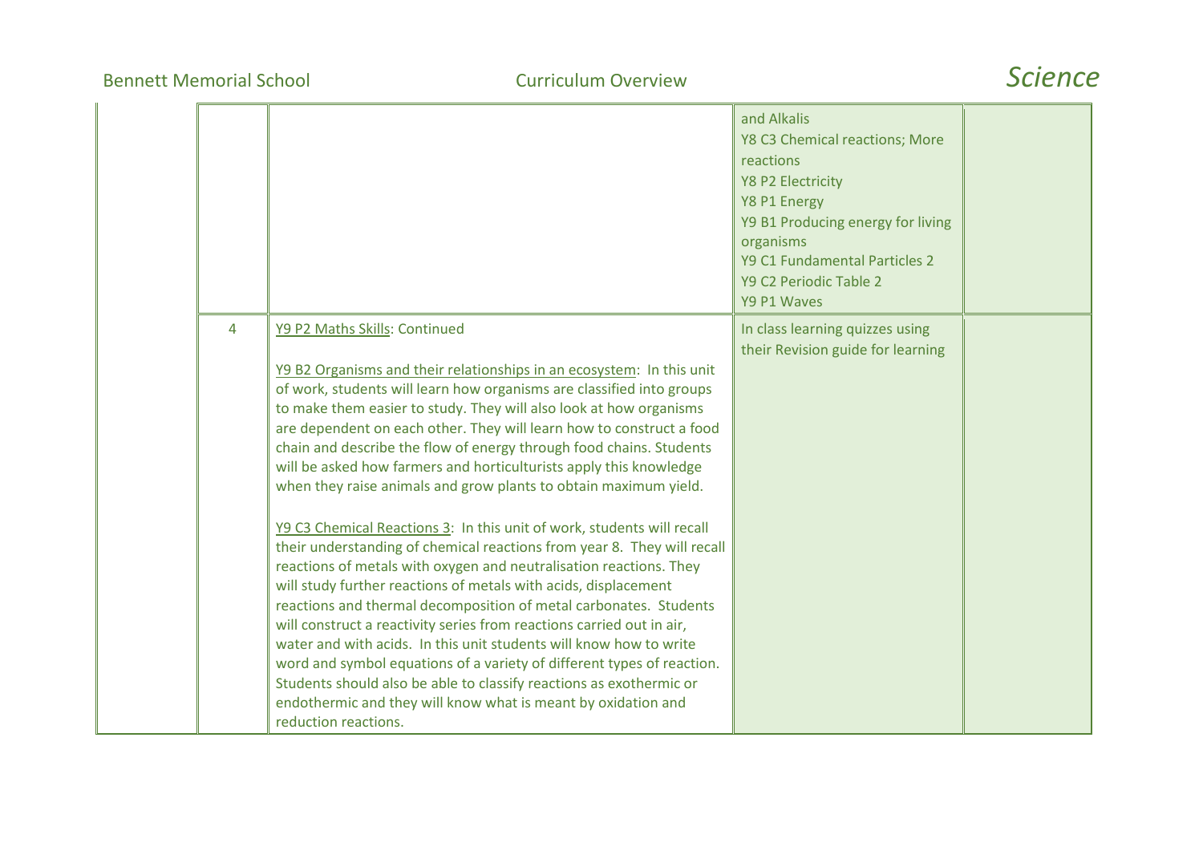| | | | | |
|---|---|---|---|---|
| | | | and Alkalis<br>Y8 C3 Chemical reactions; More reactions<br>Y8 P2 Electricity<br>Y8 P1 Energy<br>Y9 B1 Producing energy for living organisms<br>Y9 C1 Fundamental Particles 2<br>Y9 C2 Periodic Table 2<br>Y9 P1 Waves | |
| | 4 | Y9 P2 Maths Skills: Continued<br><br>Y9 B2 Organisms and their relationships in an ecosystem: In this unit of work, students will learn how organisms are classified into groups to make them easier to study. They will also look at how organisms are dependent on each other. They will learn how to construct a food chain and describe the flow of energy through food chains. Students will be asked how farmers and horticulturists apply this knowledge when they raise animals and grow plants to obtain maximum yield.<br><br>Y9 C3 Chemical Reactions 3: In this unit of work, students will recall their understanding of chemical reactions from year 8. They will recall reactions of metals with oxygen and neutralisation reactions. They will study further reactions of metals with acids, displacement reactions and thermal decomposition of metal carbonates. Students will construct a reactivity series from reactions carried out in air, water and with acids. In this unit students will know how to write word and symbol equations of a variety of different types of reaction. Students should also be able to classify reactions as exothermic or endothermic and they will know what is meant by oxidation and reduction reactions. | In class learning quizzes using their Revision guide for learning | |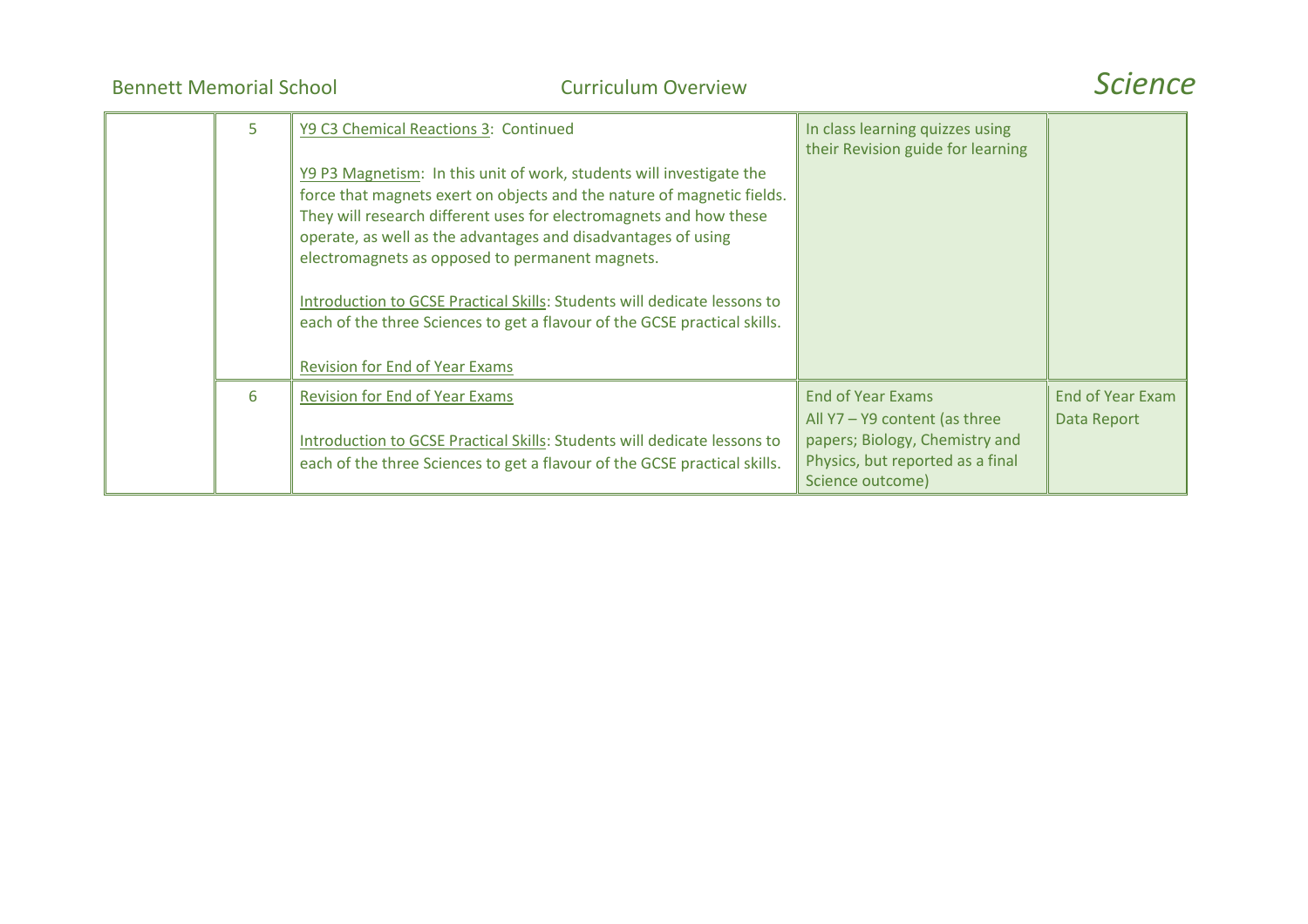| | | | | |
|---|---|---|---|---|
| | 5 | Y9 C3 Chemical Reactions 3: Continued<br><br>Y9 P3 Magnetism: In this unit of work, students will investigate the force that magnets exert on objects and the nature of magnetic fields. They will research different uses for electromagnets and how these operate, as well as the advantages and disadvantages of using electromagnets as opposed to permanent magnets.<br><br>Introduction to GCSE Practical Skills: Students will dedicate lessons to each of the three Sciences to get a flavour of the GCSE practical skills.<br><br>Revision for End of Year Exams | In class learning quizzes using their Revision guide for learning | |
| | 6 | Revision for End of Year Exams<br><br>Introduction to GCSE Practical Skills: Students will dedicate lessons to each of the three Sciences to get a flavour of the GCSE practical skills. | End of Year Exams<br>All Y7 – Y9 content (as three papers; Biology, Chemistry and Physics, but reported as a final Science outcome) | End of Year Exam Data Report |